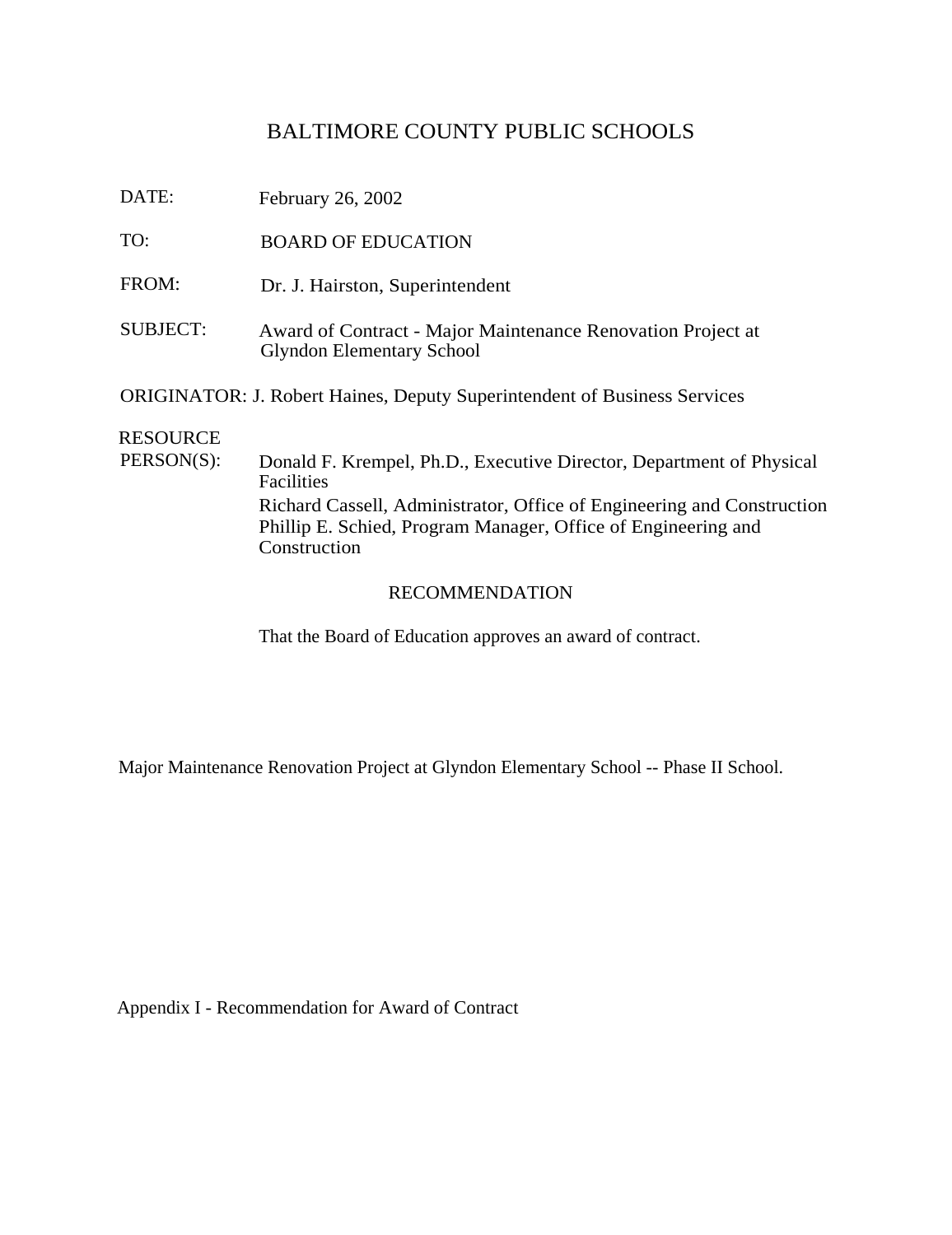# BALTIMORE COUNTY PUBLIC SCHOOLS

DATE: February 26, 2002

TO: BOARD OF EDUCATION

FROM: Dr. J. Hairston, Superintendent

SUBJECT: Award of Contract - Major Maintenance Renovation Project at Glyndon Elementary School

ORIGINATOR: J. Robert Haines, Deputy Superintendent of Business Services

RESOURCE PERSON(S): Donald F. Krempel, Ph.D., Executive Director, Department of Physical Facilities
Richard Cassell, Administrator, Office of Engineering and Construction
Phillip E. Schied, Program Manager, Office of Engineering and Construction

## RECOMMENDATION

That the Board of Education approves an award of contract.

Major Maintenance Renovation Project at Glyndon Elementary School -- Phase II School.

Appendix I - Recommendation for Award of Contract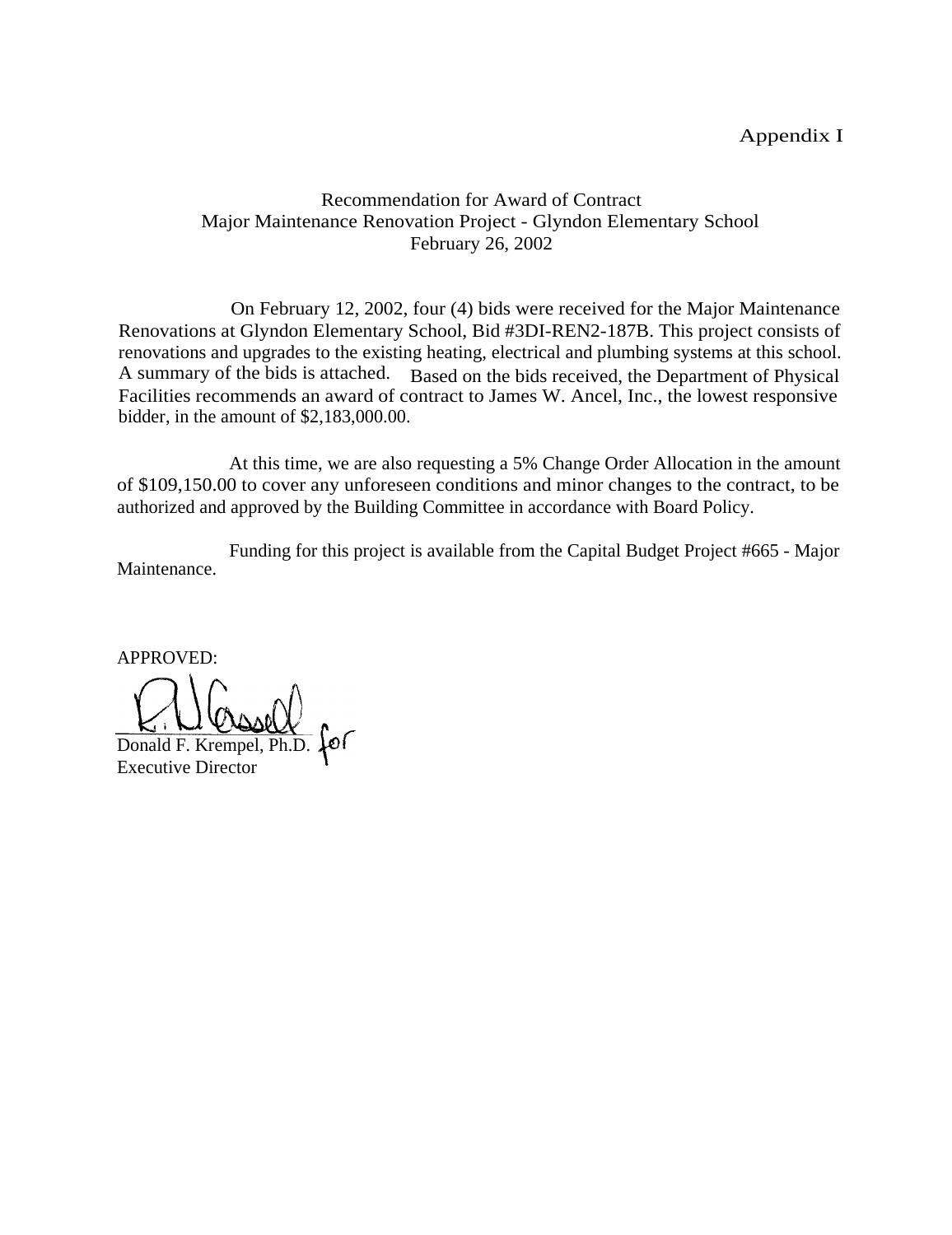Appendix I

Recommendation for Award of Contract
Major Maintenance Renovation Project - Glyndon Elementary School
February 26, 2002

On February 12, 2002, four (4) bids were received for the Major Maintenance Renovations at Glyndon Elementary School, Bid #3DI-REN2-187B. This project consists of renovations and upgrades to the existing heating, electrical and plumbing systems at this school. A summary of the bids is attached. Based on the bids received, the Department of Physical Facilities recommends an award of contract to James W. Ancel, Inc., the lowest responsive bidder, in the amount of $2,183,000.00.

At this time, we are also requesting a 5% Change Order Allocation in the amount of $109,150.00 to cover any unforeseen conditions and minor changes to the contract, to be authorized and approved by the Building Committee in accordance with Board Policy.

Funding for this project is available from the Capital Budget Project #665 - Major Maintenance.

APPROVED:

R. W. Cassell for
Donald F. Krempel, Ph.D.
Executive Director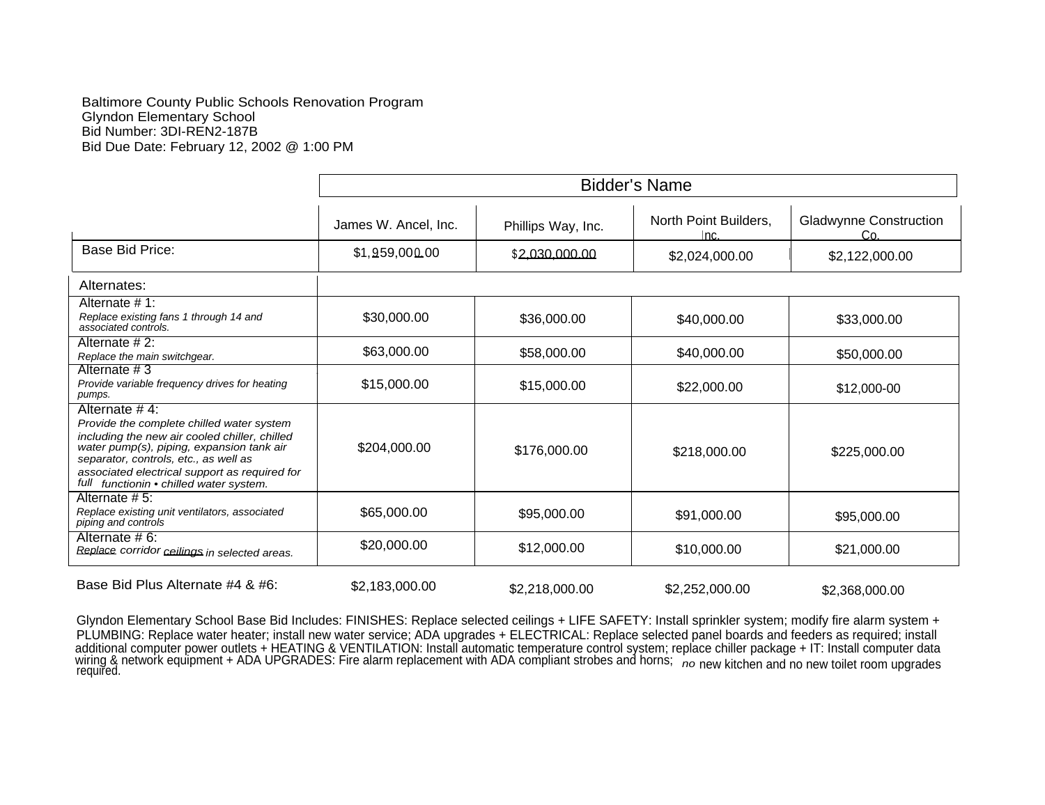Baltimore County Public Schools Renovation Program
Glyndon Elementary School
Bid Number: 3DI-REN2-187B
Bid Due Date: February 12, 2002 @ 1:00 PM

| | Bidder's Name | | | |
|---|---|---|---|---|
| | James W. Ancel, Inc. | Phillips Way, Inc. | North Point Builders, Inc. | Gladwynne Construction Co. |
| Base Bid Price: | $1,959,000.00 | $2,030,000.00 | $2,024,000.00 | $2,122,000.00 |
| Alternates: | | | | |
| Alternate # 1: *Replace existing fans 1 through 14 and associated controls.* | $30,000.00 | $36,000.00 | $40,000.00 | $33,000.00 |
| Alternate # 2: *Replace the main switchgear.* | $63,000.00 | $58,000.00 | $40,000.00 | $50,000.00 |
| Alternate # 3 *Provide variable frequency drives for heating pumps.* | $15,000.00 | $15,000.00 | $22,000.00 | $12,000-00 |
| Alternate # 4: *Provide the complete chilled water system including the new air cooled chiller, chilled water pump(s), piping, expansion tank air separator, controls, etc., as well as associated electrical support as required for full functionin • chilled water system.* | $204,000.00 | $176,000.00 | $218,000.00 | $225,000.00 |
| Alternate # 5: *Replace existing unit ventilators, associated piping and controls* | $65,000.00 | $95,000.00 | $91,000.00 | $95,000.00 |
| Alternate # 6: *Replace corridor ceilings in selected areas.* | $20,000.00 | $12,000.00 | $10,000.00 | $21,000.00 |
| Base Bid Plus Alternate #4 & #6: | $2,183,000.00 | $2,218,000.00 | $2,252,000.00 | $2,368,000.00 |

Glyndon Elementary School Base Bid Includes: FINISHES: Replace selected ceilings + LIFE SAFETY: Install sprinkler system; modify fire alarm system + PLUMBING: Replace water heater; install new water service; ADA upgrades + ELECTRICAL: Replace selected panel boards and feeders as required; install additional computer power outlets + HEATING & VENTILATION: Install automatic temperature control system; replace chiller package + IT: Install computer data wiring & network equipment + ADA UPGRADES: Fire alarm replacement with ADA compliant strobes and horns; no new kitchen and no new toilet room upgrades required.